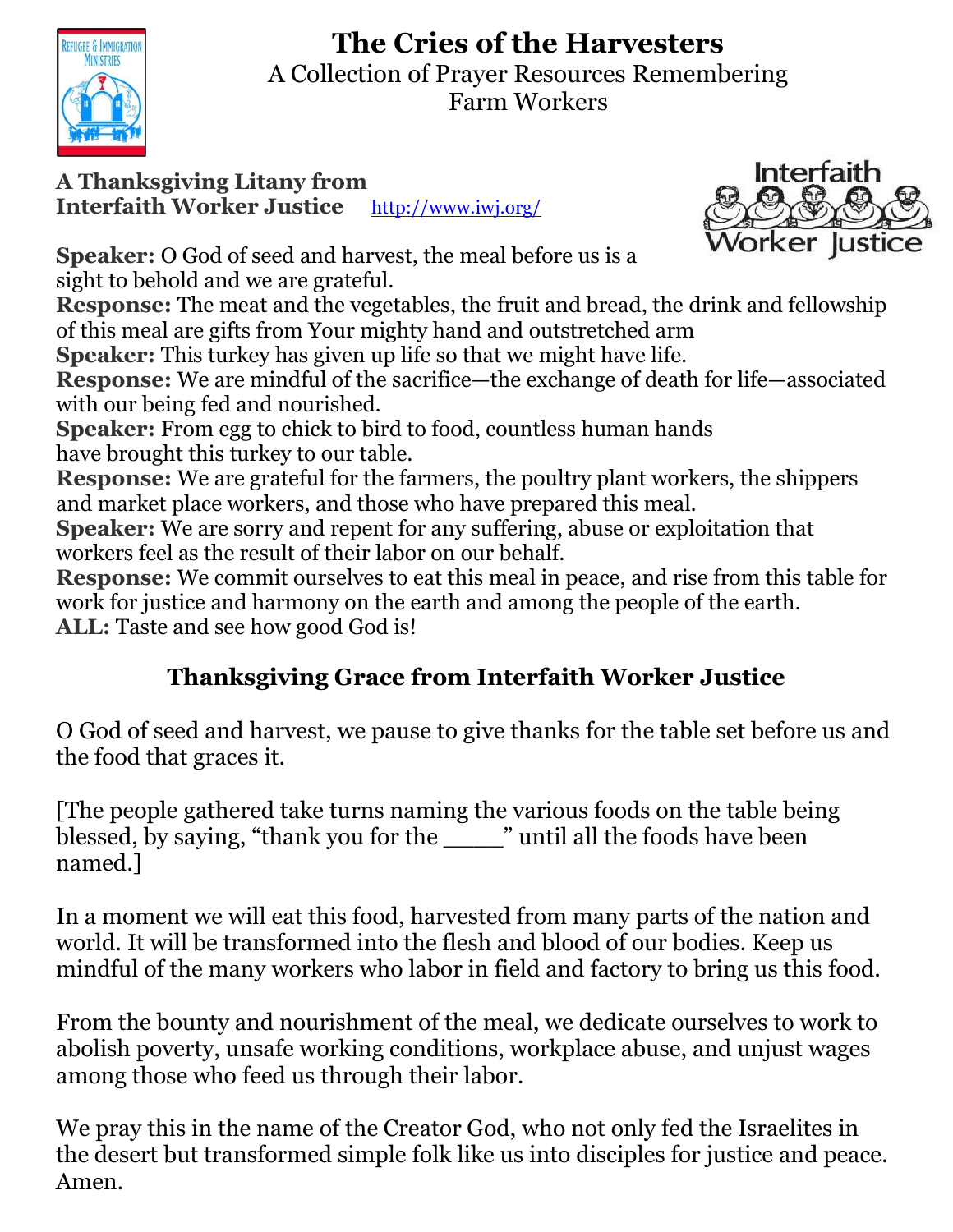# The Cries of the Harvesters

A Collection of Prayer Resources Remembering Farm Workers

## A Thankswiving Litany from Interfaith Worker Justice

http://www.iwj.org/

**Speaker:** O God of seed and harvest, the meal before us is a sight to behold and we are grateful.
**Response:** The meat and the vegetables, the fruit and bread, the drink and fellowship of this meal are gifts from Your mighty hand and outstretched arm
**Speaker:** This turkey has given up life so that we might have life.
**Response:** We are mindful of the sacrifice—the exchange of death for life—associated with our being fed and nourished.
**Speaker:** From egg to chick to bird to food, countless human hands have brought this turkey to our table.
**Response:** We are grateful for the farmers, the poultry plant workers, the shippers and market place workers, and those who have prepared this meal.
**Speaker:** We are sorry and repent for any suffering, abuse or exploitation that workers feel as the result of their labor on our behalf.
**Response:** We commit ourselves to eat this meal in peace, and rise from this table for work for justice and harmony on the earth and among the people of the earth.
**ALL:** Taste and see how good God is!

## Thanksgiving Grace from Interfaith Worker Justice

O God of seed and harvest, we pause to give thanks for the table set before us and the food that graces it.

[The people gathered take turns naming the various foods on the table being blessed, by saying, "thank you for the _____" until all the foods have been named.]

In a moment we will eat this food, harvested from many parts of the nation and world. It will be transformed into the flesh and blood of our bodies. Keep us mindful of the many workers who labor in field and factory to bring us this food.

From the bounty and nourishment of the meal, we dedicate ourselves to work to abolish poverty, unsafe working conditions, workplace abuse, and unjust wages among those who feed us through their labor.

We pray this in the name of the Creator God, who not only fed the Israelites in the desert but transformed simple folk like us into disciples for justice and peace. Amen.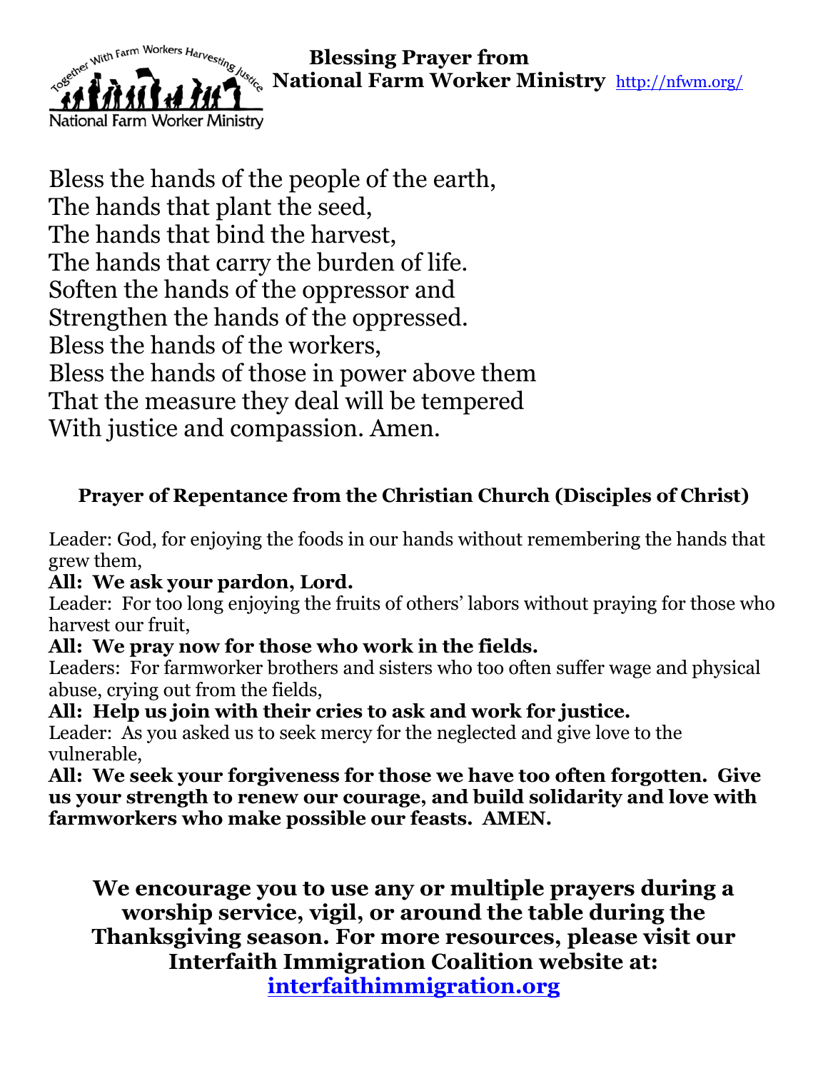**Blessing Prayer from National Farm Worker Ministry** http://nfwm.org/

Bless the hands of the people of the earth,
The hands that plant the seed,
The hands that bind the harvest,
The hands that carry the burden of life.
Soften the hands of the oppressor and
Strengthen the hands of the oppressed.
Bless the hands of the workers,
Bless the hands of those in power above them
That the measure they deal will be tempered
With justice and compassion. Amen.

**Prayer of Repentance from the Christian Church (Disciples of Christ)**

Leader: God, for enjoying the foods in our hands without remembering the hands that grew them,

**All: We ask your pardon, Lord.**

Leader: For too long enjoying the fruits of others' labors without praying for those who harvest our fruit,

**All: We pray now for those who work in the fields.**

Leaders: For farmworker brothers and sisters who too often suffer wage and physical abuse, crying out from the fields,

**All: Help us join with their cries to ask and work for justice.**

Leader: As you asked us to seek mercy for the neglected and give love to the vulnerable,

**All: We seek your forgiveness for those we have too often forgotten. Give us your strength to renew our courage, and build solidarity and love with farmworkers who make possible our feasts. AMEN.**

**We encourage you to use any or multiple prayers during a worship service, vigil, or around the table during the Thanksgiving season. For more resources, please visit our Interfaith Immigration Coalition website at: interfaithimmigration.org**